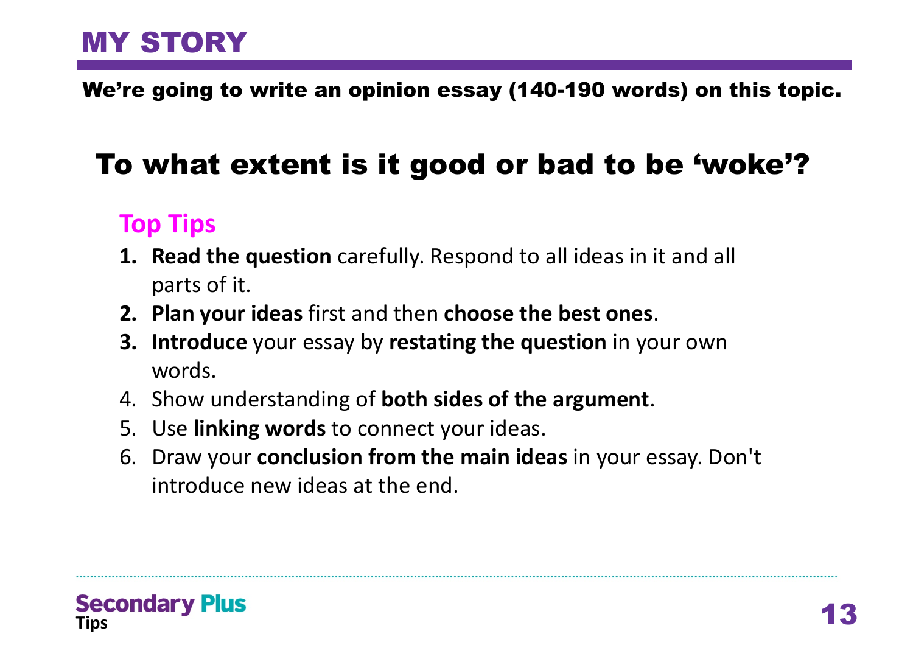# MY STORY

**We're going to write an opinion essay (140-190 words) on this topic.**

## To what extent is it good or bad to be 'woke'?

### Top Tips

1. **Read the question** carefully. Respond to all ideas in it and all parts of it.
2. **Plan your ideas** first and then **choose the best ones**.
3. **Introduce** your essay by **restating the question** in your own words.
4. Show understanding of **both sides of the argument**.
5. Use **linking words** to connect your ideas.
6. Draw your **conclusion from the main ideas** in your essay. Don't introduce new ideas at the end.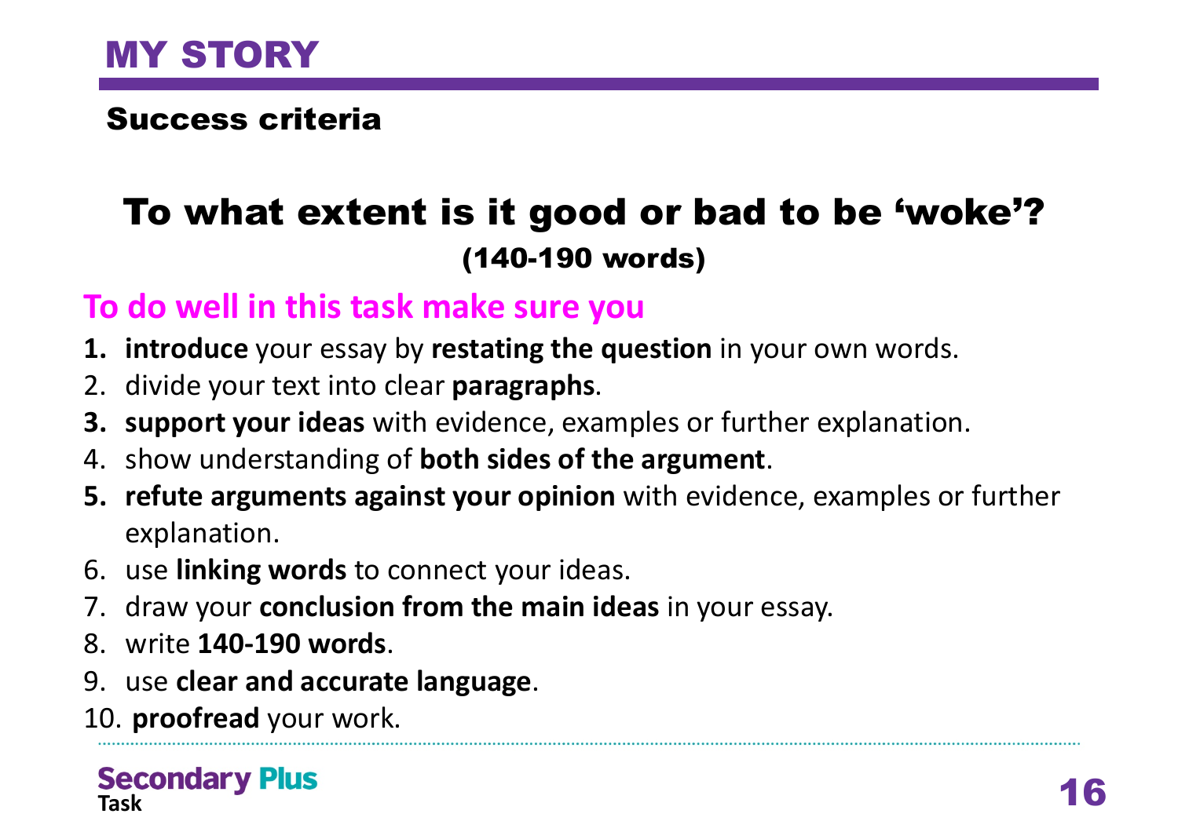# MY STORY

## Success criteria

## To what extent is it good or bad to be 'woke'?

**(140-190 words)**

**To do well in this task make sure you**

1. **introduce** your essay by **restating the question** in your own words.
2. divide your text into clear **paragraphs**.
3. **support your ideas** with evidence, examples or further explanation.
4. show understanding of **both sides of the argument**.
5. **refute arguments against your opinion** with evidence, examples or further explanation.
6. use **linking words** to connect your ideas.
7. draw your **conclusion from the main ideas** in your essay.
8. write **140-190 words**.
9. use **clear and accurate language**.
10. **proofread** your work.

Secondary Plus
Task